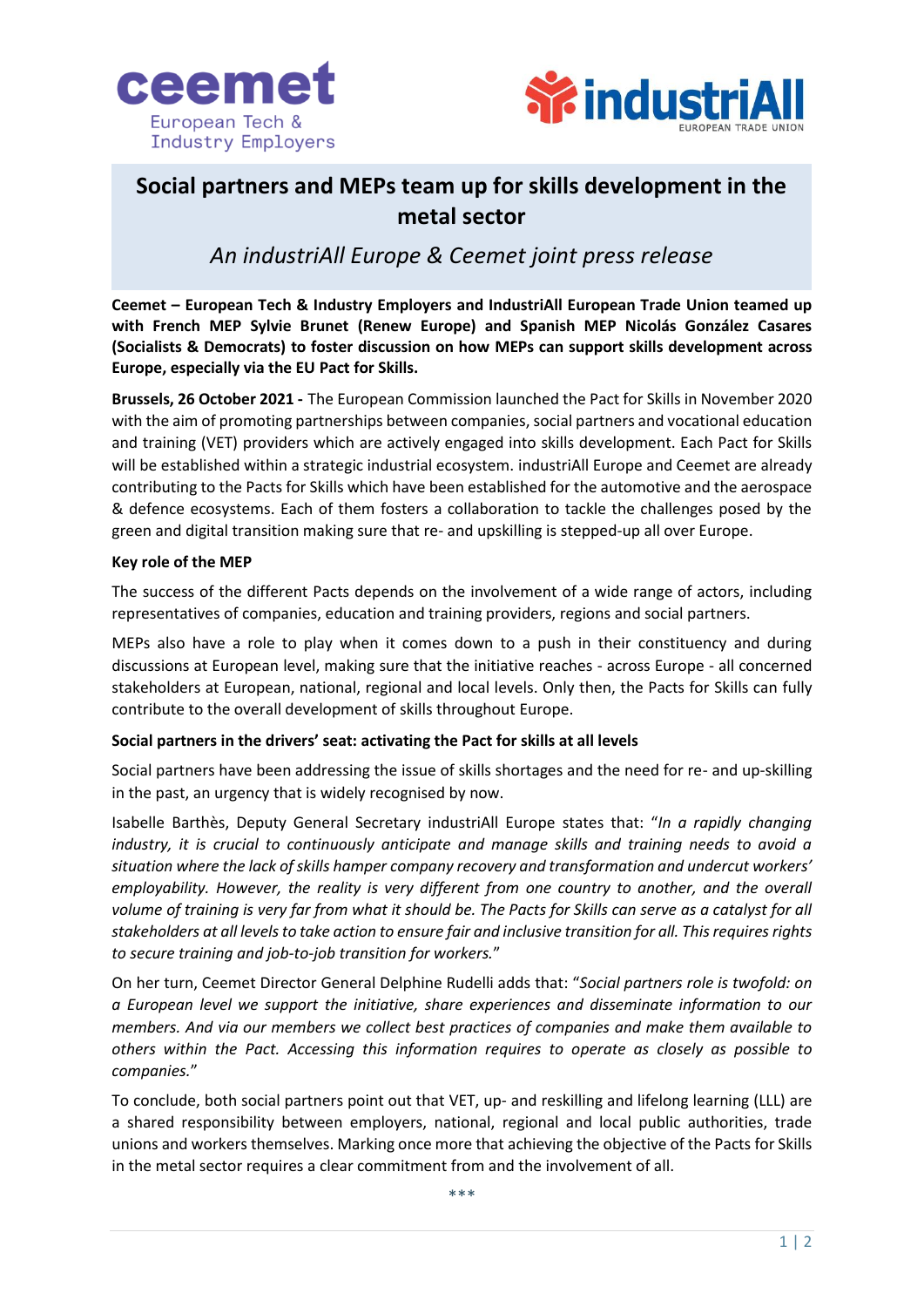# Social partners and MEPs team up for skills development in the metal sector

## *An industriAll Europe & Ceemet joint press release*

**Ceemet – European Tech & Industry Employers and IndustriAll European Trade Union teamed up with French MEP Sylvie Brunet (Renew Europe) and Spanish MEP Nicolás González Casares (Socialists & Democrats) to foster discussion on how MEPs can support skills development across Europe, especially via the EU Pact for Skills.**

**Brussels, 26 October 2021 -** The European Commission launched the Pact for Skills in November 2020 with the aim of promoting partnerships between companies, social partners and vocational education and training (VET) providers which are actively engaged into skills development. Each Pact for Skills will be established within a strategic industrial ecosystem. industriAll Europe and Ceemet are already contributing to the Pacts for Skills which have been established for the automotive and the aerospace & defence ecosystems. Each of them fosters a collaboration to tackle the challenges posed by the green and digital transition making sure that re- and upskilling is stepped-up all over Europe.

**Key role of the MEP**

The success of the different Pacts depends on the involvement of a wide range of actors, including representatives of companies, education and training providers, regions and social partners.

MEPs also have a role to play when it comes down to a push in their constituency and during discussions at European level, making sure that the initiative reaches - across Europe - all concerned stakeholders at European, national, regional and local levels. Only then, the Pacts for Skills can fully contribute to the overall development of skills throughout Europe.

**Social partners in the drivers' seat: activating the Pact for skills at all levels**

Social partners have been addressing the issue of skills shortages and the need for re- and up-skilling in the past, an urgency that is widely recognised by now.

Isabelle Barthès, Deputy General Secretary industriAll Europe states that: "*In a rapidly changing industry, it is crucial to continuously anticipate and manage skills and training needs to avoid a situation where the lack of skills hamper company recovery and transformation and undercut workers' employability. However, the reality is very different from one country to another, and the overall volume of training is very far from what it should be. The Pacts for Skills can serve as a catalyst for all stakeholders at all levels to take action to ensure fair and inclusive transition for all. This requires rights to secure training and job-to-job transition for workers.*"

On her turn, Ceemet Director General Delphine Rudelli adds that: "*Social partners role is twofold: on a European level we support the initiative, share experiences and disseminate information to our members. And via our members we collect best practices of companies and make them available to others within the Pact. Accessing this information requires to operate as closely as possible to companies.*"

To conclude, both social partners point out that VET, up- and reskilling and lifelong learning (LLL) are a shared responsibility between employers, national, regional and local public authorities, trade unions and workers themselves. Marking once more that achieving the objective of the Pacts for Skills in the metal sector requires a clear commitment from and the involvement of all.

\*\*\*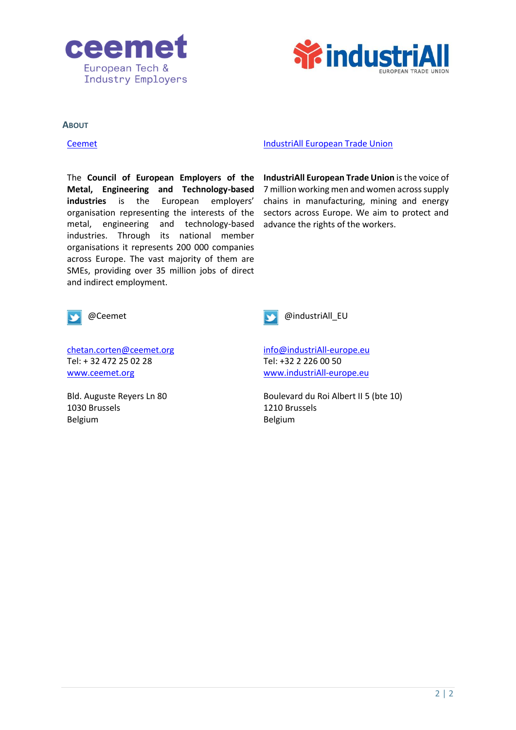## About

### Ceemet

The **Council of European Employers of the Metal, Engineering and Technology-based industries** is the European employers' organisation representing the interests of the metal, engineering and technology-based industries. Through its national member organisations it represents 200 000 companies across Europe. The vast majority of them are SMEs, providing over 35 million jobs of direct and indirect employment.

@Ceemet

chetan.corten@ceemet.org
Tel: + 32 472 25 02 28
www.ceemet.org

Bld. Auguste Reyers Ln 80
1030 Brussels
Belgium

### IndustriAll European Trade Union

**IndustriAll European Trade Union** is the voice of 7 million working men and women across supply chains in manufacturing, mining and energy sectors across Europe. We aim to protect and advance the rights of the workers.

@industriAll_EU

info@industriAll-europe.eu
Tel: +32 2 226 00 50
www.industriAll-europe.eu

Boulevard du Roi Albert II 5 (bte 10)
1210 Brussels
Belgium